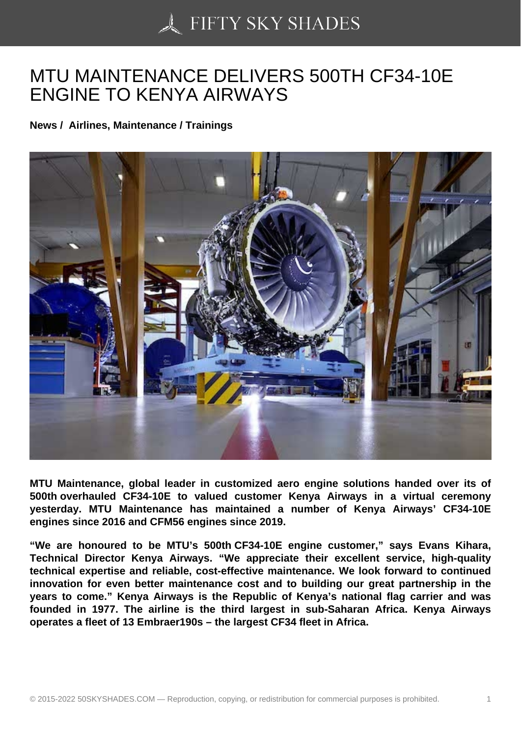# MTU MAINTENANCE DELIVERS 500TH CF34-10E ENGINE TO KENYA AIRWAYS

**News / Airlines, Maintenance / Trainings**

**MTU Maintenance, global leader in customized aero engine solutions handed over its of 500th overhauled CF34-10E to valued customer Kenya Airways in a virtual ceremony yesterday. MTU Maintenance has maintained a number of Kenya Airways' CF34-10E engines since 2016 and CFM56 engines since 2019.**

**"We are honoured to be MTU's 500th CF34-10E engine customer," says Evans Kihara, Technical Director Kenya Airways. "We appreciate their excellent service, high-quality technical expertise and reliable, cost-effective maintenance. We look forward to continued innovation for even better maintenance cost and to building our great partnership in the years to come." Kenya Airways is the Republic of Kenya's national flag carrier and was founded in 1977. The airline is the third largest in sub-Saharan Africa. Kenya Airways operates a fleet of 13 Embraer190s – the largest CF34 fleet in Africa.**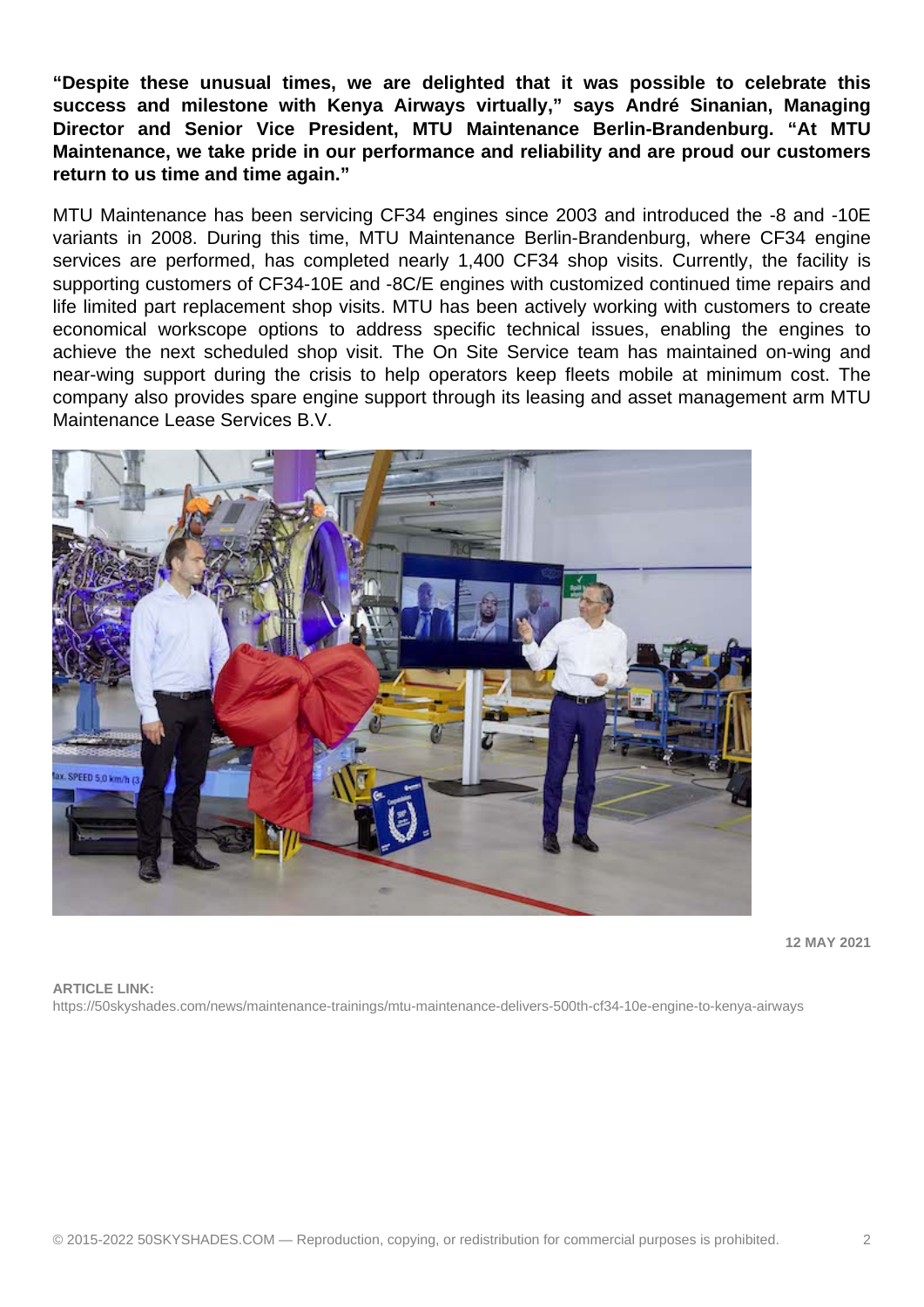**“Despite these unusual times, we are delighted that it was possible to celebrate this success and milestone with Kenya Airways virtually,” says André Sinanian, Managing Director and Senior Vice President, MTU Maintenance Berlin-Brandenburg. “At MTU Maintenance, we take pride in our performance and reliability and are proud our customers return to us time and time again.”**

MTU Maintenance has been servicing CF34 engines since 2003 and introduced the -8 and -10E variants in 2008. During this time, MTU Maintenance Berlin-Brandenburg, where CF34 engine services are performed, has completed nearly 1,400 CF34 shop visits. Currently, the facility is supporting customers of CF34-10E and -8C/E engines with customized continued time repairs and life limited part replacement shop visits. MTU has been actively working with customers to create economical workscope options to address specific technical issues, enabling the engines to achieve the next scheduled shop visit. The On Site Service team has maintained on-wing and near-wing support during the crisis to help operators keep fleets mobile at minimum cost. The company also provides spare engine support through its leasing and asset management arm MTU Maintenance Lease Services B.V.

**12 MAY 2021**

**ARTICLE LINK:**
https://50skyshades.com/news/maintenance-trainings/mtu-maintenance-delivers-500th-cf34-10e-engine-to-kenya-airways